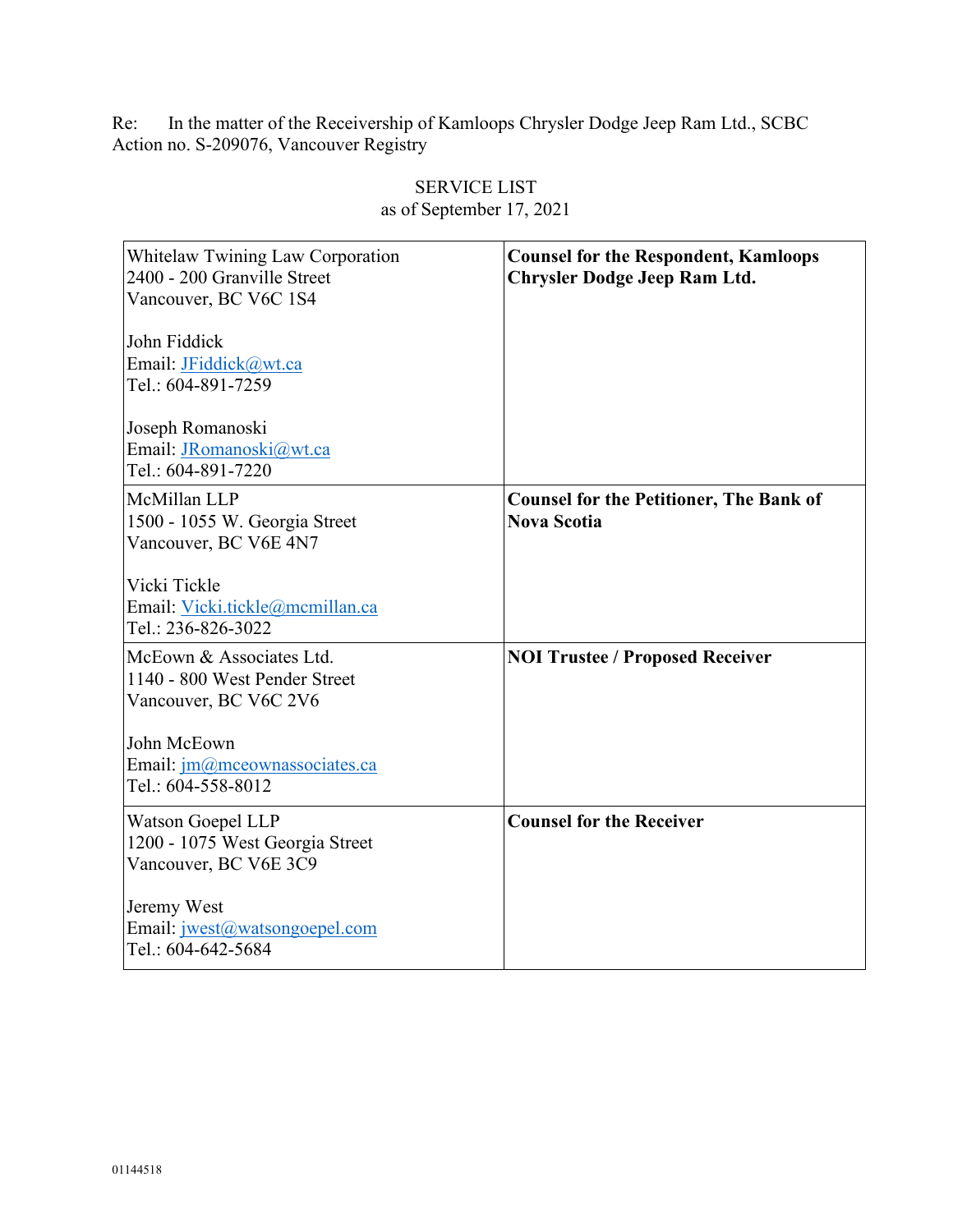Re: In the matter of the Receivership of Kamloops Chrysler Dodge Jeep Ram Ltd., SCBC Action no. S-209076, Vancouver Registry

SERVICE LIST
as of September 17, 2021

| | |
|---|---|
| Whitelaw Twining Law Corporation<br>2400 - 200 Granville Street<br>Vancouver, BC V6C 1S4<br><br>John Fiddick<br>Email: JFiddick@wt.ca<br>Tel.: 604-891-7259<br><br>Joseph Romanoski<br>Email: JRomanoski@wt.ca<br>Tel.: 604-891-7220 | **Counsel for the Respondent, Kamloops Chrysler Dodge Jeep Ram Ltd.** |
| McMillan LLP<br>1500 - 1055 W. Georgia Street<br>Vancouver, BC V6E 4N7<br><br>Vicki Tickle<br>Email: Vicki.tickle@mcmillan.ca<br>Tel.: 236-826-3022 | **Counsel for the Petitioner, The Bank of Nova Scotia** |
| McEown & Associates Ltd.<br>1140 - 800 West Pender Street<br>Vancouver, BC V6C 2V6<br><br>John McEown<br>Email: jm@mceownassociates.ca<br>Tel.: 604-558-8012 | **NOI Trustee / Proposed Receiver** |
| Watson Goepel LLP<br>1200 - 1075 West Georgia Street<br>Vancouver, BC V6E 3C9<br><br>Jeremy West<br>Email: jwest@watsongoepel.com<br>Tel.: 604-642-5684 | **Counsel for the Receiver** |

01144518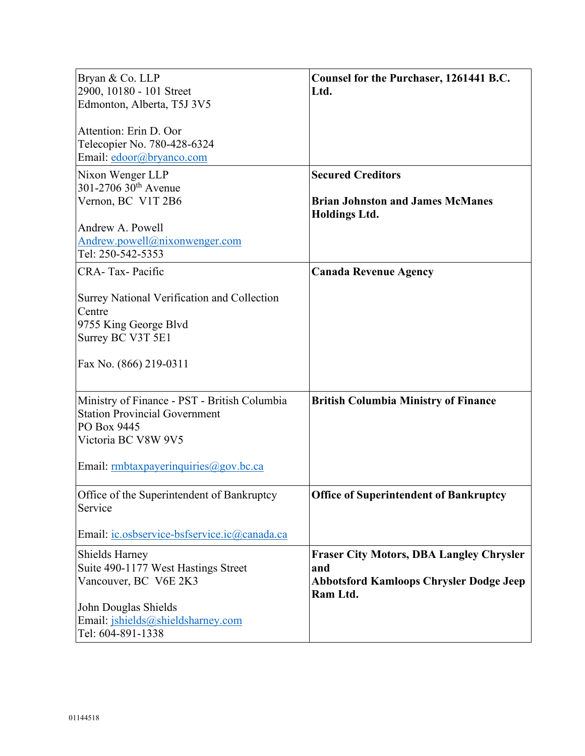| | |
|---|---|
| Bryan & Co. LLP<br>2900, 10180 - 101 Street<br>Edmonton, Alberta, T5J 3V5<br><br>Attention: Erin D. Oor<br>Telecopier No. 780-428-6324<br>Email: edoor@bryanco.com | **Counsel for the Purchaser, 1261441 B.C. Ltd.** |
| Nixon Wenger LLP<br>301-2706 30th Avenue<br>Vernon, BC V1T 2B6<br><br>Andrew A. Powell<br>Andrew.powell@nixonwenger.com<br>Tel: 250-542-5353 | **Secured Creditors**<br><br>**Brian Johnston and James McManes Holdings Ltd.** |
| CRA- Tax- Pacific<br><br>Surrey National Verification and Collection Centre<br>9755 King George Blvd<br>Surrey BC V3T 5E1<br><br>Fax No. (866) 219-0311 | **Canada Revenue Agency** |
| Ministry of Finance - PST - British Columbia<br>Station Provincial Government<br>PO Box 9445<br>Victoria BC V8W 9V5<br><br>Email: rmbtaxpayerinquiries@gov.bc.ca | **British Columbia Ministry of Finance** |
| Office of the Superintendent of Bankruptcy Service<br><br>Email: ic.osbservice-bsfservice.ic@canada.ca | **Office of Superintendent of Bankruptcy** |
| Shields Harney<br>Suite 490-1177 West Hastings Street<br>Vancouver, BC V6E 2K3<br><br>John Douglas Shields<br>Email: jshields@shieldsharney.com<br>Tel: 604-891-1338 | **Fraser City Motors, DBA Langley Chrysler and**<br>**Abbotsford Kamloops Chrysler Dodge Jeep Ram Ltd.** |

01144518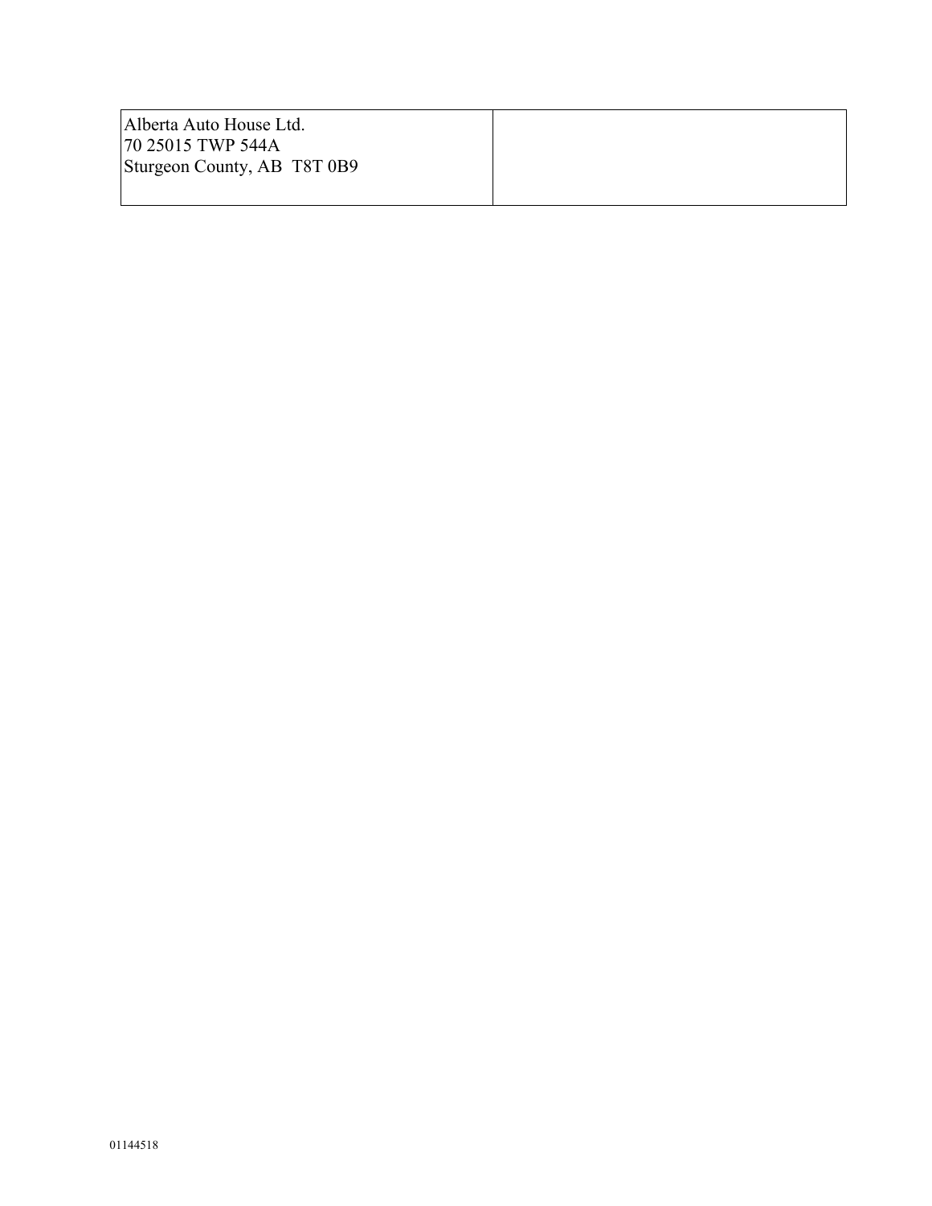| | |
|---|---|
| Alberta Auto House Ltd.<br>70 25015 TWP 544A<br>Sturgeon County, AB  T8T 0B9 | |

01144518